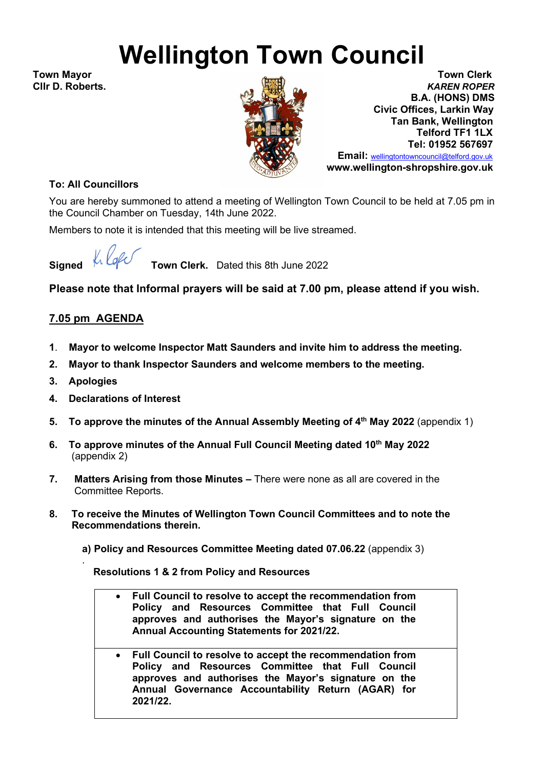# Wellington Town Council

**Town Mayor**
**Cllr D. Roberts.**

**Town Clerk**
***KAREN ROPER***
**B.A. (HONS) DMS**
**Civic Offices, Larkin Way**
**Tan Bank, Wellington**
**Telford TF1 1LX**
**Tel: 01952 567697**
**Email:** wellingtontowncouncil@telford.gov.uk
**www.wellington-shropshire.gov.uk**

**To: All Councillors**

You are hereby summoned to attend a meeting of Wellington Town Council to be held at 7.05 pm in the Council Chamber on Tuesday, 14th June 2022.

Members to note it is intended that this meeting will be live streamed.

**Signed** K Roper **Town Clerk.** Dated this 8th June 2022

**Please note that Informal prayers will be said at 7.00 pm, please attend if you wish.**

## 7.05 pm AGENDA

1. **Mayor to welcome Inspector Matt Saunders and invite him to address the meeting.**
2. **Mayor to thank Inspector Saunders and welcome members to the meeting.**
3. **Apologies**
4. **Declarations of Interest**
5. **To approve the minutes of the Annual Assembly Meeting of 4th May 2022** (appendix 1)
6. **To approve minutes of the Annual Full Council Meeting dated 10th May 2022** (appendix 2)
7. **Matters Arising from those Minutes –** There were none as all are covered in the Committee Reports.
8. **To receive the Minutes of Wellington Town Council Committees and to note the Recommendations therein.**

   **a) Policy and Resources Committee Meeting dated 07.06.22** (appendix 3)

   **Resolutions 1 & 2 from Policy and Resources**

   - **Full Council to resolve to accept the recommendation from Policy and Resources Committee that Full Council approves and authorises the Mayor's signature on the Annual Accounting Statements for 2021/22.**
   - **Full Council to resolve to accept the recommendation from Policy and Resources Committee that Full Council approves and authorises the Mayor's signature on the Annual Governance Accountability Return (AGAR) for 2021/22.**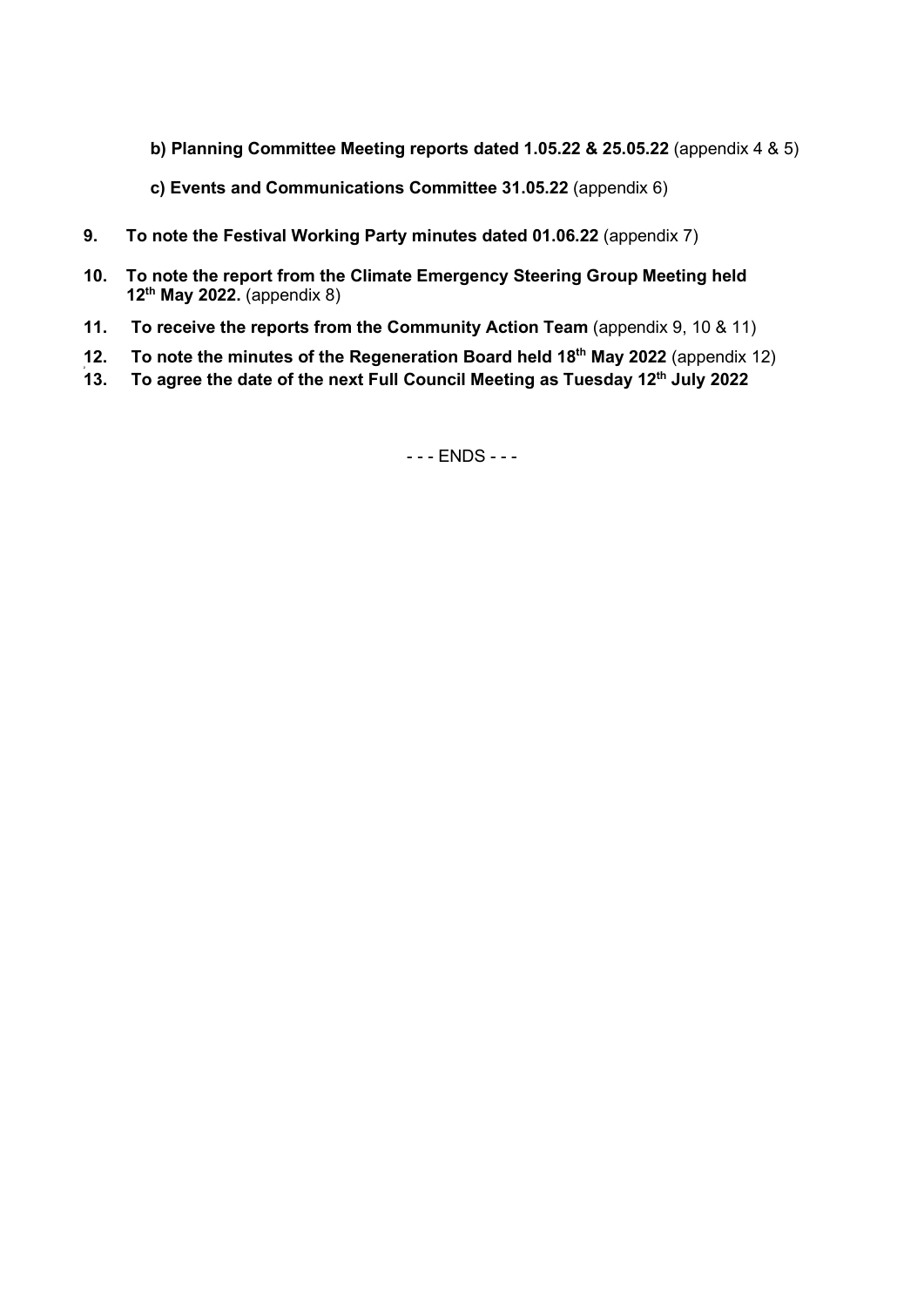**b) Planning Committee Meeting reports dated 1.05.22 & 25.05.22** (appendix 4 & 5)

**c) Events and Communications Committee 31.05.22** (appendix 6)

**9. To note the Festival Working Party minutes dated 01.06.22** (appendix 7)

**10. To note the report from the Climate Emergency Steering Group Meeting held 12th May 2022.** (appendix 8)

**11. To receive the reports from the Community Action Team** (appendix 9, 10 & 11)

**12. To note the minutes of the Regeneration Board held 18th May 2022** (appendix 12)

**13. To agree the date of the next Full Council Meeting as Tuesday 12th July 2022**

- - - ENDS - - -